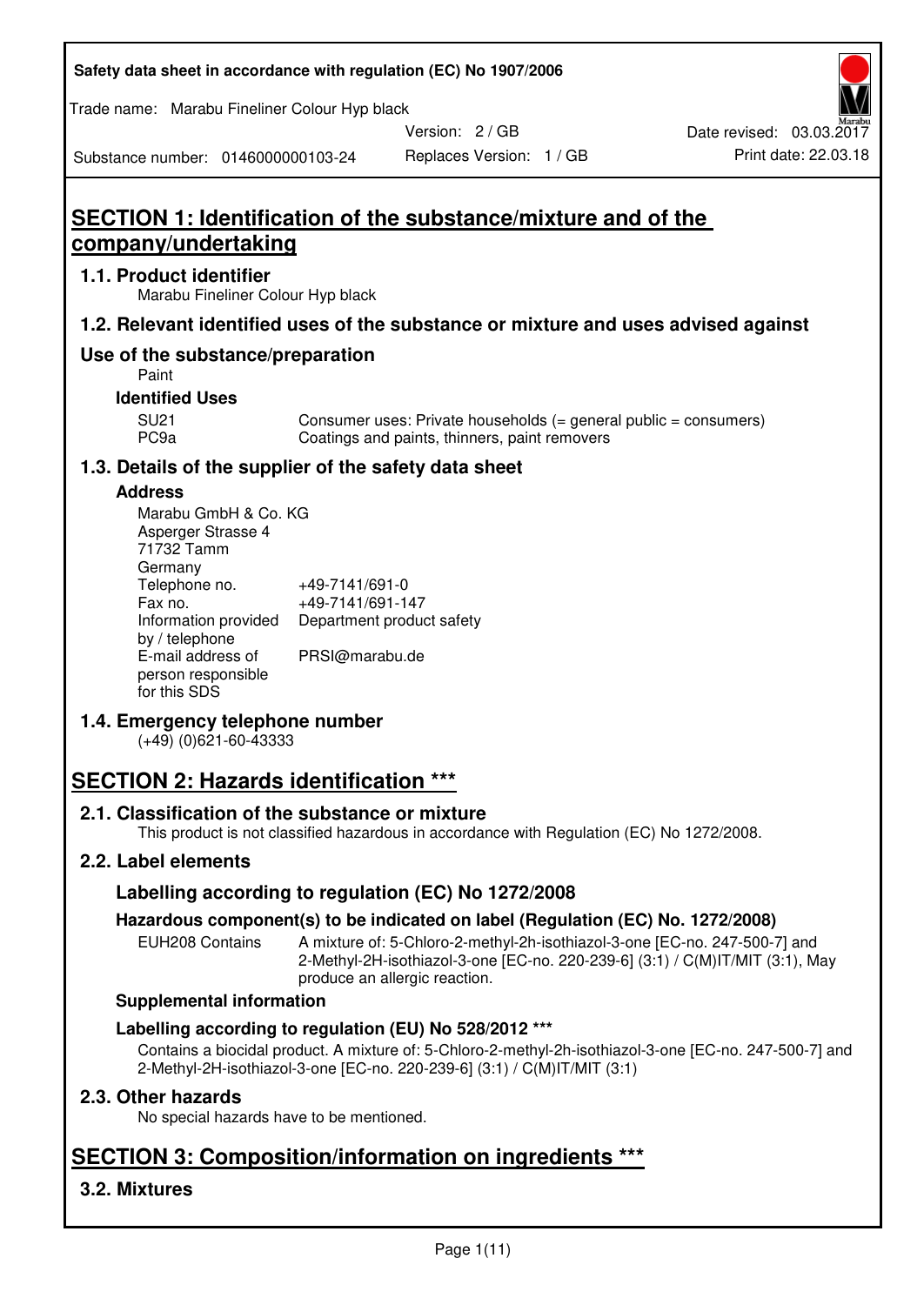# SECTION 1: Identification of the substance/mixture and of the company/undertaking

## 1.1. Product identifier

Marabu Fineliner Colour Hyp black

## 1.2. Relevant identified uses of the substance or mixture and uses advised against

### Use of the substance/preparation

Paint

**Identified Uses**

| | |
|---|---|
| SU21 | Consumer uses: Private households (= general public = consumers) |
| PC9a | Coatings and paints, thinners, paint removers |

## 1.3. Details of the supplier of the safety data sheet

**Address**

Marabu GmbH & Co. KG
Asperger Strasse 4
71732 Tamm
Germany

| | |
|---|---|
| Telephone no. | +49-7141/691-0 |
| Fax no. | +49-7141/691-147 |
| Information provided by / telephone | Department product safety |
| E-mail address of person responsible for this SDS | PRSI@marabu.de |

## 1.4. Emergency telephone number

(+49) (0)621-60-43333

# SECTION 2: Hazards identification ***

## 2.1. Classification of the substance or mixture

This product is not classified hazardous in accordance with Regulation (EC) No 1272/2008.

## 2.2. Label elements

### Labelling according to regulation (EC) No 1272/2008

**Hazardous component(s) to be indicated on label (Regulation (EC) No. 1272/2008)**

| | |
|---|---|
| EUH208 Contains | A mixture of: 5-Chloro-2-methyl-2h-isothiazol-3-one [EC-no. 247-500-7] and 2-Methyl-2H-isothiazol-3-one [EC-no. 220-239-6] (3:1) / C(M)IT/MIT (3:1), May produce an allergic reaction. |

**Supplemental information**

**Labelling according to regulation (EU) No 528/2012 ***

Contains a biocidal product. A mixture of: 5-Chloro-2-methyl-2h-isothiazol-3-one [EC-no. 247-500-7] and 2-Methyl-2H-isothiazol-3-one [EC-no. 220-239-6] (3:1) / C(M)IT/MIT (3:1)

## 2.3. Other hazards

No special hazards have to be mentioned.

# SECTION 3: Composition/information on ingredients ***

## 3.2. Mixtures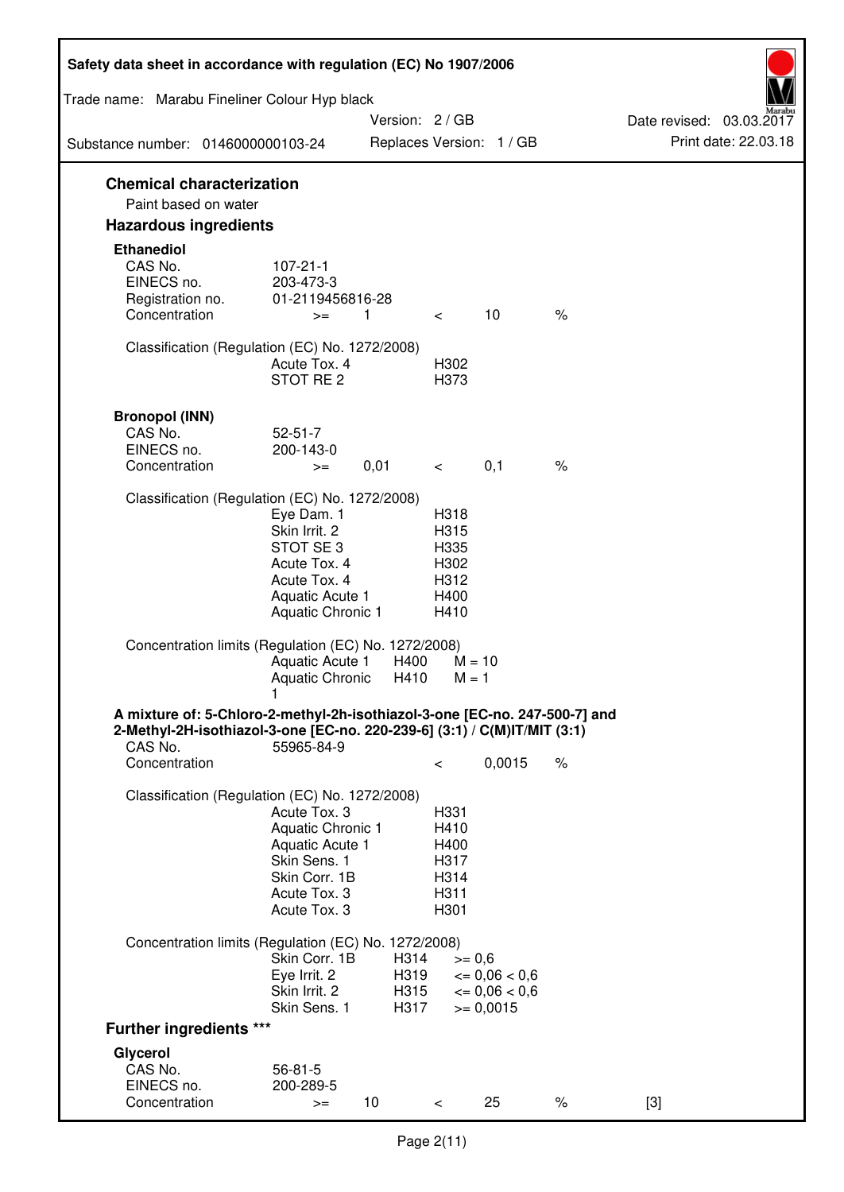## Chemical characterization

Paint based on water

## Hazardous ingredients

### Ethanediol

| | | | | | |
|---|---|---|---|---|---|
| CAS No. | 107-21-1 | | | | |
| EINECS no. | 203-473-3 | | | | |
| Registration no. | 01-2119456816-28 | | | | |
| Concentration | >= | 1 | < | 10 | % |

Classification (Regulation (EC) No. 1272/2008)

| | |
|---|---|
| Acute Tox. 4 | H302 |
| STOT RE 2 | H373 |

### Bronopol (INN)

| | | | | | |
|---|---|---|---|---|---|
| CAS No. | 52-51-7 | | | | |
| EINECS no. | 200-143-0 | | | | |
| Concentration | >= | 0,01 | < | 0,1 | % |

Classification (Regulation (EC) No. 1272/2008)

| | |
|---|---|
| Eye Dam. 1 | H318 |
| Skin Irrit. 2 | H315 |
| STOT SE 3 | H335 |
| Acute Tox. 4 | H302 |
| Acute Tox. 4 | H312 |
| Aquatic Acute 1 | H400 |
| Aquatic Chronic 1 | H410 |

Concentration limits (Regulation (EC) No. 1272/2008)

| | | |
|---|---|---|
| Aquatic Acute 1 | H400 | M = 10 |
| Aquatic Chronic 1 | H410 | M = 1 |

### A mixture of: 5-Chloro-2-methyl-2h-isothiazol-3-one [EC-no. 247-500-7] and 2-Methyl-2H-isothiazol-3-one [EC-no. 220-239-6] (3:1) / C(M)IT/MIT (3:1)

| | | | | |
|---|---|---|---|---|
| CAS No. | 55965-84-9 | | | |
| Concentration | | < | 0,0015 | % |

Classification (Regulation (EC) No. 1272/2008)

| | |
|---|---|
| Acute Tox. 3 | H331 |
| Aquatic Chronic 1 | H410 |
| Aquatic Acute 1 | H400 |
| Skin Sens. 1 | H317 |
| Skin Corr. 1B | H314 |
| Acute Tox. 3 | H311 |
| Acute Tox. 3 | H301 |

Concentration limits (Regulation (EC) No. 1272/2008)

| | | |
|---|---|---|
| Skin Corr. 1B | H314 | >= 0,6 |
| Eye Irrit. 2 | H319 | <= 0,06 < 0,6 |
| Skin Irrit. 2 | H315 | <= 0,06 < 0,6 |
| Skin Sens. 1 | H317 | >= 0,0015 |

## Further ingredients ***

### Glycerol

| | | | | | | |
|---|---|---|---|---|---|---|
| CAS No. | 56-81-5 | | | | | |
| EINECS no. | 200-289-5 | | | | | |
| Concentration | >= | 10 | < | 25 | % | [3] |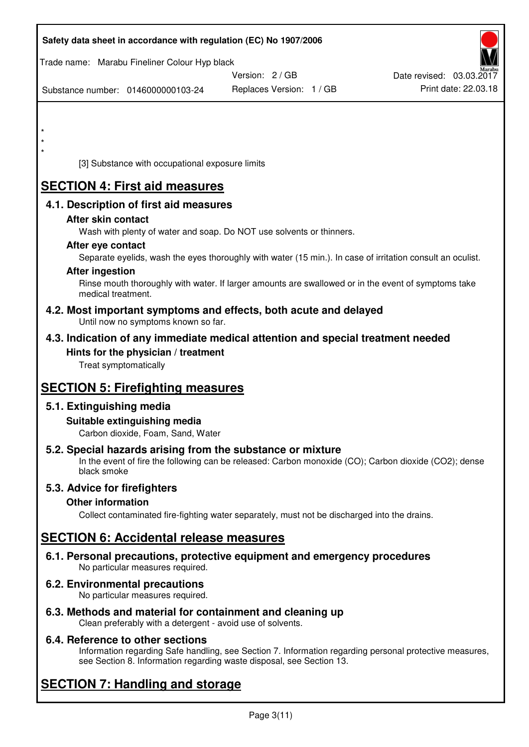\*
\*
\*

[3] Substance with occupational exposure limits

# SECTION 4: First aid measures

## 4.1. Description of first aid measures

### After skin contact

Wash with plenty of water and soap. Do NOT use solvents or thinners.

### After eye contact

Separate eyelids, wash the eyes thoroughly with water (15 min.). In case of irritation consult an oculist.

### After ingestion

Rinse mouth thoroughly with water. If larger amounts are swallowed or in the event of symptoms take medical treatment.

## 4.2. Most important symptoms and effects, both acute and delayed

Until now no symptoms known so far.

## 4.3. Indication of any immediate medical attention and special treatment needed

### Hints for the physician / treatment

Treat symptomatically

# SECTION 5: Firefighting measures

## 5.1. Extinguishing media

### Suitable extinguishing media

Carbon dioxide, Foam, Sand, Water

## 5.2. Special hazards arising from the substance or mixture

In the event of fire the following can be released: Carbon monoxide (CO); Carbon dioxide ($CO_2$); dense black smoke

## 5.3. Advice for firefighters

### Other information

Collect contaminated fire-fighting water separately, must not be discharged into the drains.

# SECTION 6: Accidental release measures

## 6.1. Personal precautions, protective equipment and emergency procedures

No particular measures required.

## 6.2. Environmental precautions

No particular measures required.

## 6.3. Methods and material for containment and cleaning up

Clean preferably with a detergent - avoid use of solvents.

## 6.4. Reference to other sections

Information regarding Safe handling, see Section 7. Information regarding personal protective measures, see Section 8. Information regarding waste disposal, see Section 13.

# SECTION 7: Handling and storage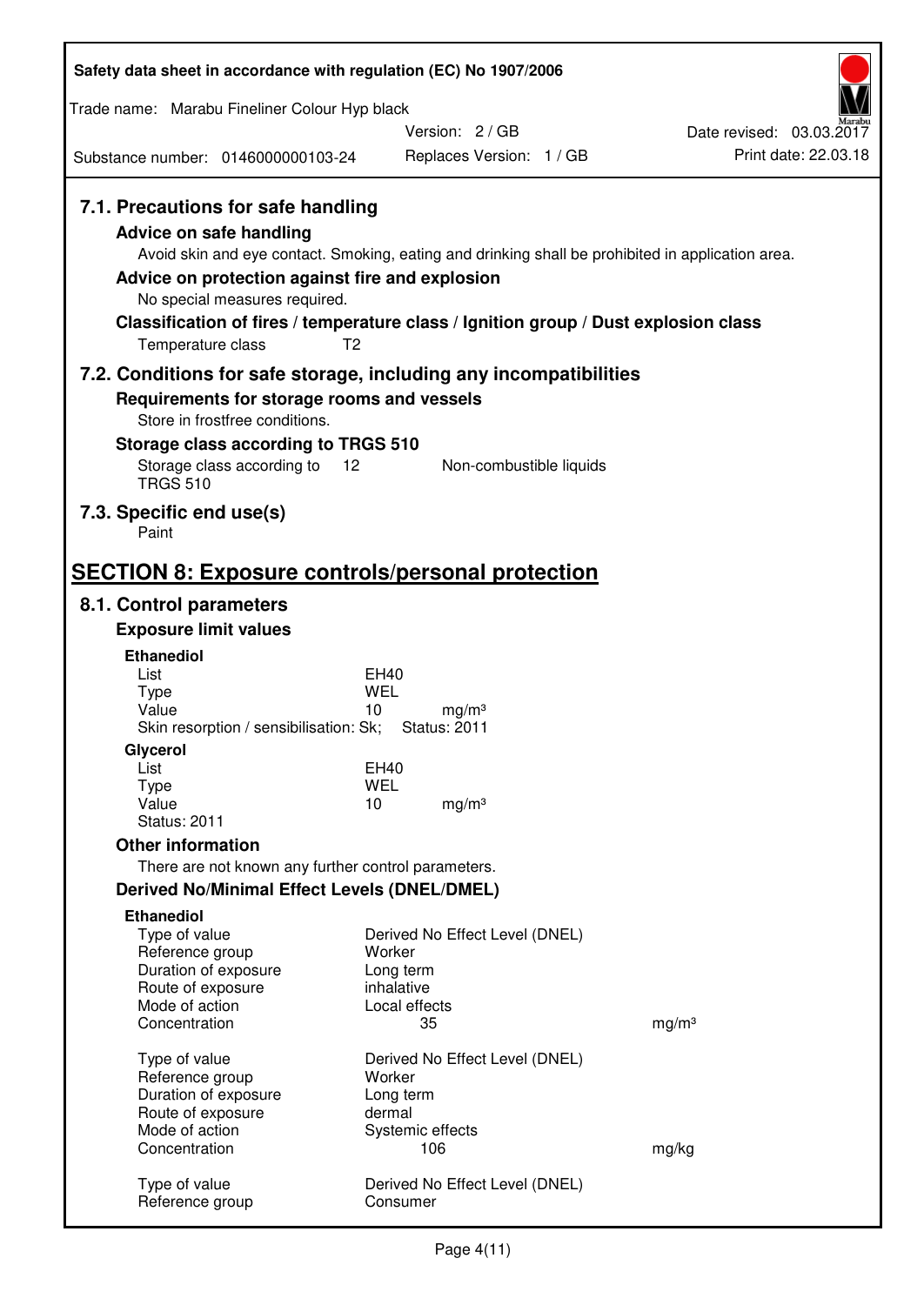## 7.1. Precautions for safe handling

### Advice on safe handling

Avoid skin and eye contact. Smoking, eating and drinking shall be prohibited in application area.

### Advice on protection against fire and explosion

No special measures required.

### Classification of fires / temperature class / Ignition group / Dust explosion class

Temperature class T2

## 7.2. Conditions for safe storage, including any incompatibilities

### Requirements for storage rooms and vessels

Store in frostfree conditions.

### Storage class according to TRGS 510

| Storage class according to TRGS 510 | 12 | Non-combustible liquids |
|---|---|---|

## 7.3. Specific end use(s)

Paint

# SECTION 8: Exposure controls/personal protection

## 8.1. Control parameters

### Exposure limit values

**Ethanediol**

| | | |
|---|---|---|
| List | EH40 | |
| Type | WEL | |
| Value | 10 | mg/m³ |

Skin resorption / sensibilisation: Sk; Status: 2011

**Glycerol**

| | | |
|---|---|---|
| List | EH40 | |
| Type | WEL | |
| Value | 10 | mg/m³ |

Status: 2011

### Other information

There are not known any further control parameters.

### Derived No/Minimal Effect Levels (DNEL/DMEL)

**Ethanediol**

| | | |
|---|---|---|
| Type of value | Derived No Effect Level (DNEL) | |
| Reference group | Worker | |
| Duration of exposure | Long term | |
| Route of exposure | inhalative | |
| Mode of action | Local effects | |
| Concentration | 35 | mg/m³ |

| | | |
|---|---|---|
| Type of value | Derived No Effect Level (DNEL) | |
| Reference group | Worker | |
| Duration of exposure | Long term | |
| Route of exposure | dermal | |
| Mode of action | Systemic effects | |
| Concentration | 106 | mg/kg |

| | |
|---|---|
| Type of value | Derived No Effect Level (DNEL) |
| Reference group | Consumer |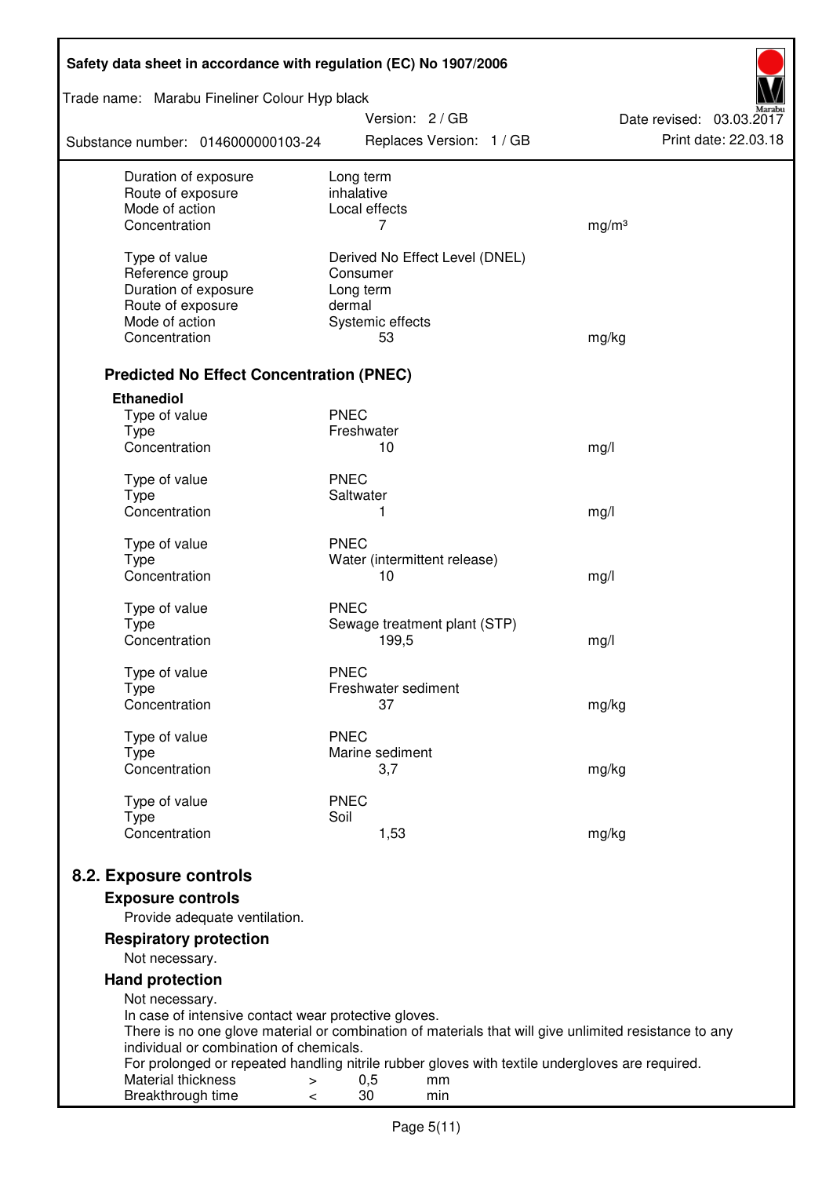| | | |
|---|---|---|
| Duration of exposure | Long term | |
| Route of exposure | inhalative | |
| Mode of action | Local effects | |
| Concentration | 7 | mg/m³ |
| | | |
| Type of value | Derived No Effect Level (DNEL) | |
| Reference group | Consumer | |
| Duration of exposure | Long term | |
| Route of exposure | dermal | |
| Mode of action | Systemic effects | |
| Concentration | 53 | mg/kg |

### Predicted No Effect Concentration (PNEC)

**Ethanediol**

| | | |
|---|---|---|
| Type of value | PNEC | |
| Type | Freshwater | |
| Concentration | 10 | mg/l |
| | | |
| Type of value | PNEC | |
| Type | Saltwater | |
| Concentration | 1 | mg/l |
| | | |
| Type of value | PNEC | |
| Type | Water (intermittent release) | |
| Concentration | 10 | mg/l |
| | | |
| Type of value | PNEC | |
| Type | Sewage treatment plant (STP) | |
| Concentration | 199,5 | mg/l |
| | | |
| Type of value | PNEC | |
| Type | Freshwater sediment | |
| Concentration | 37 | mg/kg |
| | | |
| Type of value | PNEC | |
| Type | Marine sediment | |
| Concentration | 3,7 | mg/kg |
| | | |
| Type of value | PNEC | |
| Type | Soil | |
| Concentration | 1,53 | mg/kg |

## 8.2. Exposure controls

### Exposure controls

Provide adequate ventilation.

### Respiratory protection

Not necessary.

### Hand protection

Not necessary.
In case of intensive contact wear protective gloves.
There is no one glove material or combination of materials that will give unlimited resistance to any individual or combination of chemicals.
For prolonged or repeated handling nitrile rubber gloves with textile undergloves are required.

| | | | |
|---|---|---|---|
| Material thickness | > | 0,5 | mm |
| Breakthrough time | < | 30 | min |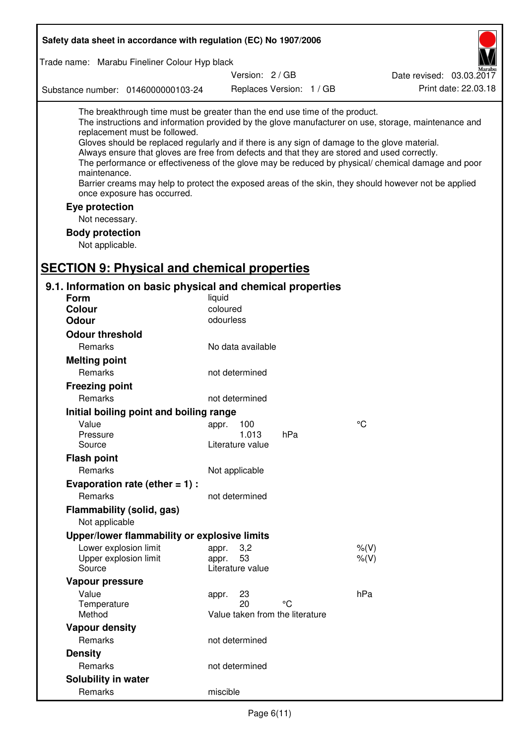The breakthrough time must be greater than the end use time of the product.
The instructions and information provided by the glove manufacturer on use, storage, maintenance and replacement must be followed.
Gloves should be replaced regularly and if there is any sign of damage to the glove material.
Always ensure that gloves are free from defects and that they are stored and used correctly.
The performance or effectiveness of the glove may be reduced by physical/ chemical damage and poor maintenance.
Barrier creams may help to protect the exposed areas of the skin, they should however not be applied once exposure has occurred.

**Eye protection**

Not necessary.

**Body protection**

Not applicable.

## SECTION 9: Physical and chemical properties

### 9.1. Information on basic physical and chemical properties

**Form** liquid

**Colour** coloured

**Odour** odourless

**Odour threshold**

| | | | |
|---|---|---|---|
| Remarks | No data available | | |

**Melting point**

| | | | |
|---|---|---|---|
| Remarks | not determined | | |

**Freezing point**

| | | | |
|---|---|---|---|
| Remarks | not determined | | |

**Initial boiling point and boiling range**

| | | | |
|---|---|---|---|
| Value | appr. 100 | | °C |
| Pressure | 1.013 | hPa | |
| Source | Literature value | | |

**Flash point**

| | | | |
|---|---|---|---|
| Remarks | Not applicable | | |

**Evaporation rate (ether = 1) :**

| | | | |
|---|---|---|---|
| Remarks | not determined | | |

**Flammability (solid, gas)**

Not applicable

**Upper/lower flammability or explosive limits**

| | | | |
|---|---|---|---|
| Lower explosion limit | appr. 3,2 | | %(V) |
| Upper explosion limit | appr. 53 | | %(V) |
| Source | Literature value | | |

**Vapour pressure**

| | | | |
|---|---|---|---|
| Value | appr. 23 | | hPa |
| Temperature | 20 | °C | |
| Method | Value taken from the literature | | |

**Vapour density**

| | | | |
|---|---|---|---|
| Remarks | not determined | | |

**Density**

| | | | |
|---|---|---|---|
| Remarks | not determined | | |

**Solubility in water**

| | | | |
|---|---|---|---|
| Remarks | miscible | | |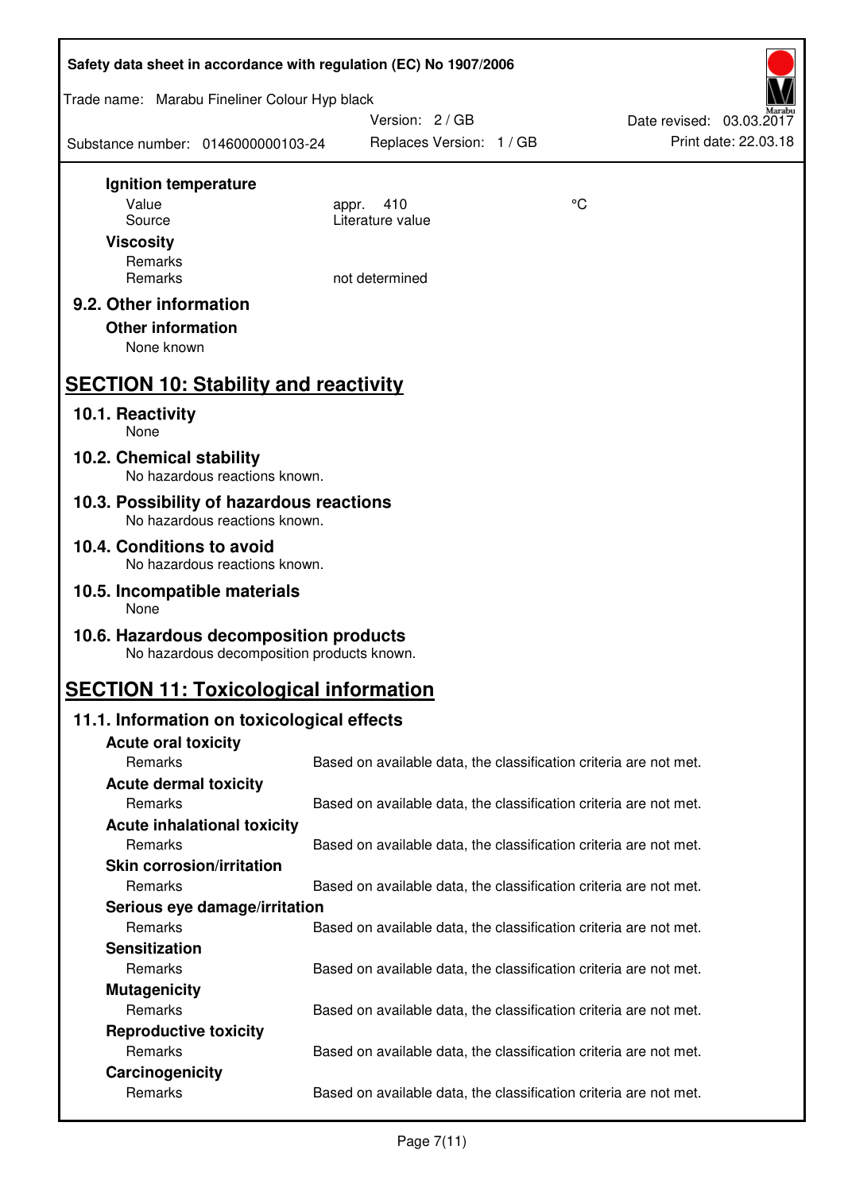**Ignition temperature**

| | | |
|---|---|---|
| Value | appr. 410 | °C |
| Source | Literature value | |

**Viscosity**

| | |
|---|---|
| Remarks | |
| Remarks | not determined |

### 9.2. Other information

**Other information**

None known

## SECTION 10: Stability and reactivity

### 10.1. Reactivity

None

### 10.2. Chemical stability

No hazardous reactions known.

### 10.3. Possibility of hazardous reactions

No hazardous reactions known.

### 10.4. Conditions to avoid

No hazardous reactions known.

### 10.5. Incompatible materials

None

### 10.6. Hazardous decomposition products

No hazardous decomposition products known.

## SECTION 11: Toxicological information

### 11.1. Information on toxicological effects

**Acute oral toxicity**

Remarks: Based on available data, the classification criteria are not met.

**Acute dermal toxicity**

Remarks: Based on available data, the classification criteria are not met.

**Acute inhalational toxicity**

Remarks: Based on available data, the classification criteria are not met.

**Skin corrosion/irritation**

Remarks: Based on available data, the classification criteria are not met.

**Serious eye damage/irritation**

Remarks: Based on available data, the classification criteria are not met.

**Sensitization**

Remarks: Based on available data, the classification criteria are not met.

**Mutagenicity**

Remarks: Based on available data, the classification criteria are not met.

**Reproductive toxicity**

Remarks: Based on available data, the classification criteria are not met.

**Carcinogenicity**

Remarks: Based on available data, the classification criteria are not met.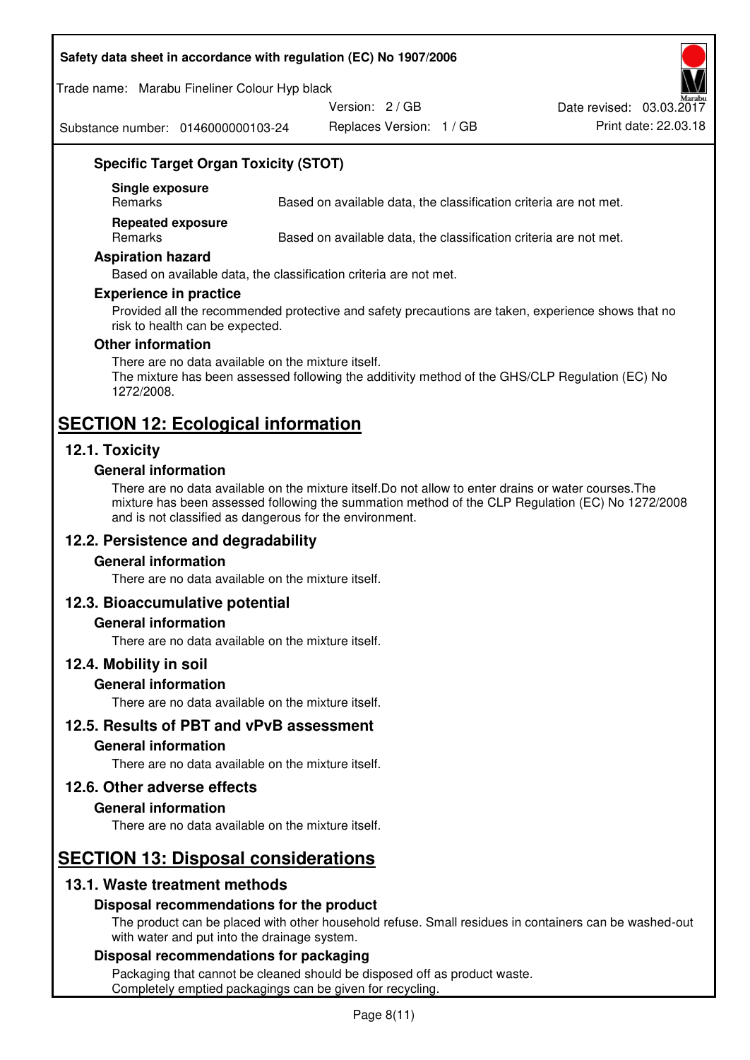### Specific Target Organ Toxicity (STOT)

**Single exposure**

| Remarks | Based on available data, the classification criteria are not met. |
|---|---|

**Repeated exposure**

| Remarks | Based on available data, the classification criteria are not met. |
|---|---|

### Aspiration hazard

Based on available data, the classification criteria are not met.

### Experience in practice

Provided all the recommended protective and safety precautions are taken, experience shows that no risk to health can be expected.

### Other information

There are no data available on the mixture itself.
The mixture has been assessed following the additivity method of the GHS/CLP Regulation (EC) No 1272/2008.

# SECTION 12: Ecological information

## 12.1. Toxicity

### General information

There are no data available on the mixture itself.Do not allow to enter drains or water courses.The mixture has been assessed following the summation method of the CLP Regulation (EC) No 1272/2008 and is not classified as dangerous for the environment.

## 12.2. Persistence and degradability

### General information

There are no data available on the mixture itself.

## 12.3. Bioaccumulative potential

### General information

There are no data available on the mixture itself.

## 12.4. Mobility in soil

### General information

There are no data available on the mixture itself.

## 12.5. Results of PBT and vPvB assessment

### General information

There are no data available on the mixture itself.

## 12.6. Other adverse effects

### General information

There are no data available on the mixture itself.

# SECTION 13: Disposal considerations

## 13.1. Waste treatment methods

### Disposal recommendations for the product

The product can be placed with other household refuse. Small residues in containers can be washed-out with water and put into the drainage system.

### Disposal recommendations for packaging

Packaging that cannot be cleaned should be disposed off as product waste.
Completely emptied packagings can be given for recycling.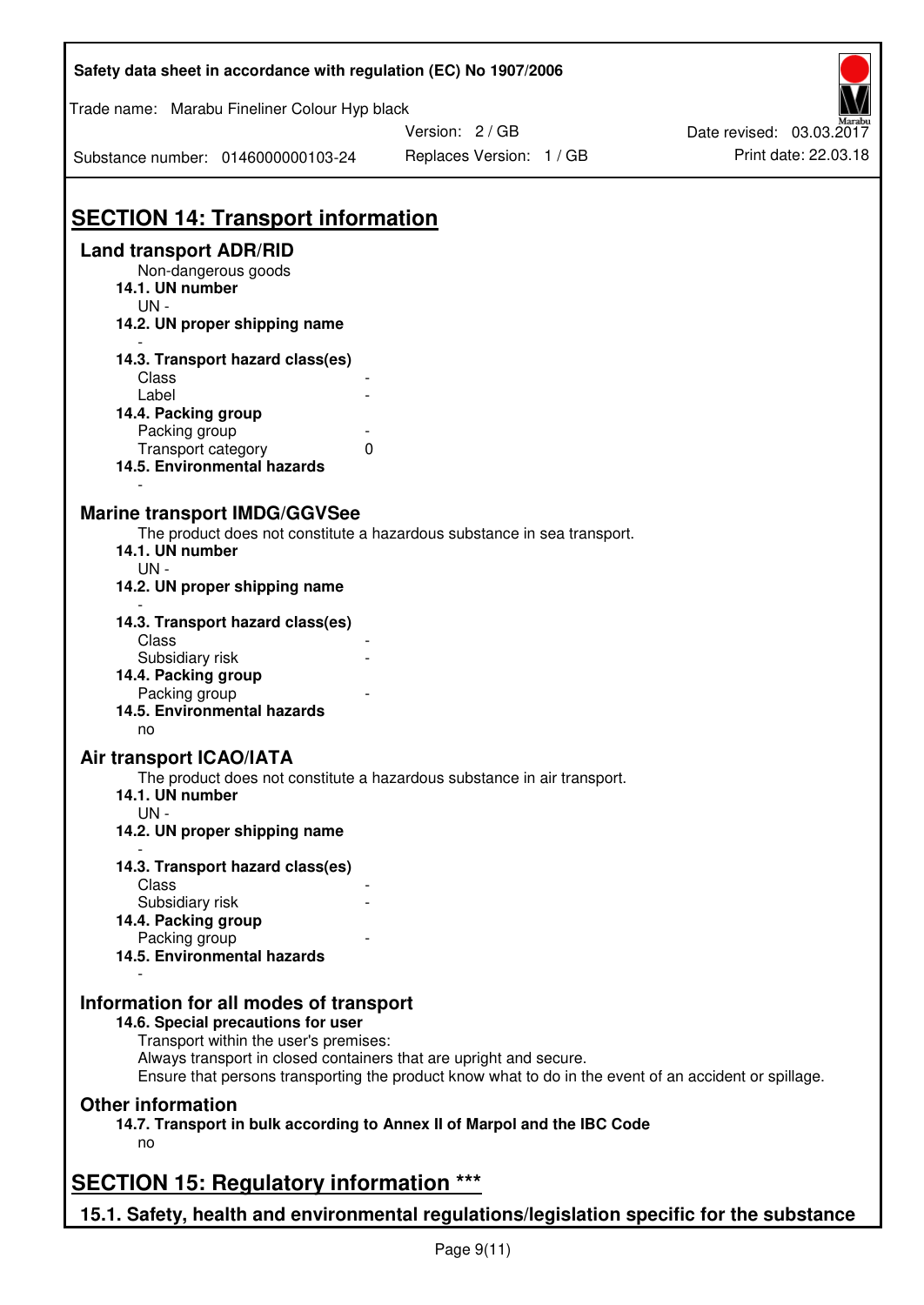## SECTION 14: Transport information

### Land transport ADR/RID

Non-dangerous goods

**14.1. UN number**

UN -

**14.2. UN proper shipping name**

-

**14.3. Transport hazard class(es)**

| | |
|---|---|
| Class | - |
| Label | - |

**14.4. Packing group**

| | |
|---|---|
| Packing group | - |
| Transport category | 0 |

**14.5. Environmental hazards**

-

### Marine transport IMDG/GGVSee

The product does not constitute a hazardous substance in sea transport.

**14.1. UN number**

UN -

**14.2. UN proper shipping name**

-

**14.3. Transport hazard class(es)**

| | |
|---|---|
| Class | - |
| Subsidiary risk | - |

**14.4. Packing group**

| | |
|---|---|
| Packing group | - |

**14.5. Environmental hazards**

no

### Air transport ICAO/IATA

The product does not constitute a hazardous substance in air transport.

**14.1. UN number**

UN -

**14.2. UN proper shipping name**

-

**14.3. Transport hazard class(es)**

| | |
|---|---|
| Class | - |
| Subsidiary risk | - |

**14.4. Packing group**

| | |
|---|---|
| Packing group | - |

**14.5. Environmental hazards**

-

### Information for all modes of transport

**14.6. Special precautions for user**

Transport within the user's premises:
Always transport in closed containers that are upright and secure.
Ensure that persons transporting the product know what to do in the event of an accident or spillage.

### Other information

**14.7. Transport in bulk according to Annex II of Marpol and the IBC Code**

no

## SECTION 15: Regulatory information ***

### 15.1. Safety, health and environmental regulations/legislation specific for the substance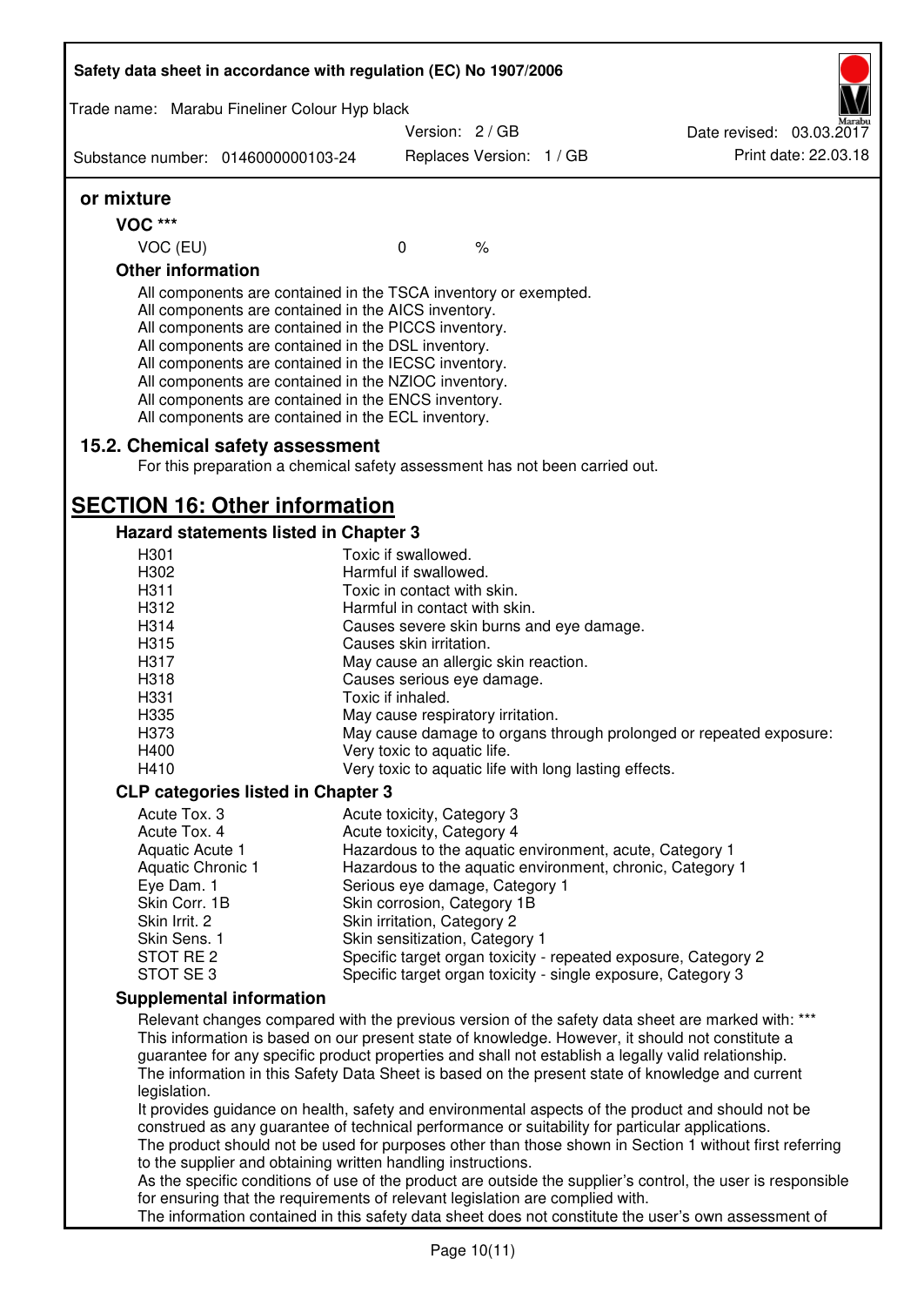**or mixture**

**VOC \*\*\***

| | | |
|---|---|---|
| VOC (EU) | 0 | % |

**Other information**

All components are contained in the TSCA inventory or exempted.
All components are contained in the AICS inventory.
All components are contained in the PICCS inventory.
All components are contained in the DSL inventory.
All components are contained in the IECSC inventory.
All components are contained in the NZIOC inventory.
All components are contained in the ENCS inventory.
All components are contained in the ECL inventory.

### 15.2. Chemical safety assessment

For this preparation a chemical safety assessment has not been carried out.

## SECTION 16: Other information

### Hazard statements listed in Chapter 3

| | |
|---|---|
| H301 | Toxic if swallowed. |
| H302 | Harmful if swallowed. |
| H311 | Toxic in contact with skin. |
| H312 | Harmful in contact with skin. |
| H314 | Causes severe skin burns and eye damage. |
| H315 | Causes skin irritation. |
| H317 | May cause an allergic skin reaction. |
| H318 | Causes serious eye damage. |
| H331 | Toxic if inhaled. |
| H335 | May cause respiratory irritation. |
| H373 | May cause damage to organs through prolonged or repeated exposure: |
| H400 | Very toxic to aquatic life. |
| H410 | Very toxic to aquatic life with long lasting effects. |

### CLP categories listed in Chapter 3

| | |
|---|---|
| Acute Tox. 3 | Acute toxicity, Category 3 |
| Acute Tox. 4 | Acute toxicity, Category 4 |
| Aquatic Acute 1 | Hazardous to the aquatic environment, acute, Category 1 |
| Aquatic Chronic 1 | Hazardous to the aquatic environment, chronic, Category 1 |
| Eye Dam. 1 | Serious eye damage, Category 1 |
| Skin Corr. 1B | Skin corrosion, Category 1B |
| Skin Irrit. 2 | Skin irritation, Category 2 |
| Skin Sens. 1 | Skin sensitization, Category 1 |
| STOT RE 2 | Specific target organ toxicity - repeated exposure, Category 2 |
| STOT SE 3 | Specific target organ toxicity - single exposure, Category 3 |

### Supplemental information

Relevant changes compared with the previous version of the safety data sheet are marked with: \*\*\*
This information is based on our present state of knowledge. However, it should not constitute a guarantee for any specific product properties and shall not establish a legally valid relationship.
The information in this Safety Data Sheet is based on the present state of knowledge and current legislation.
It provides guidance on health, safety and environmental aspects of the product and should not be construed as any guarantee of technical performance or suitability for particular applications.
The product should not be used for purposes other than those shown in Section 1 without first referring to the supplier and obtaining written handling instructions.
As the specific conditions of use of the product are outside the supplier's control, the user is responsible for ensuring that the requirements of relevant legislation are complied with.
The information contained in this safety data sheet does not constitute the user's own assessment of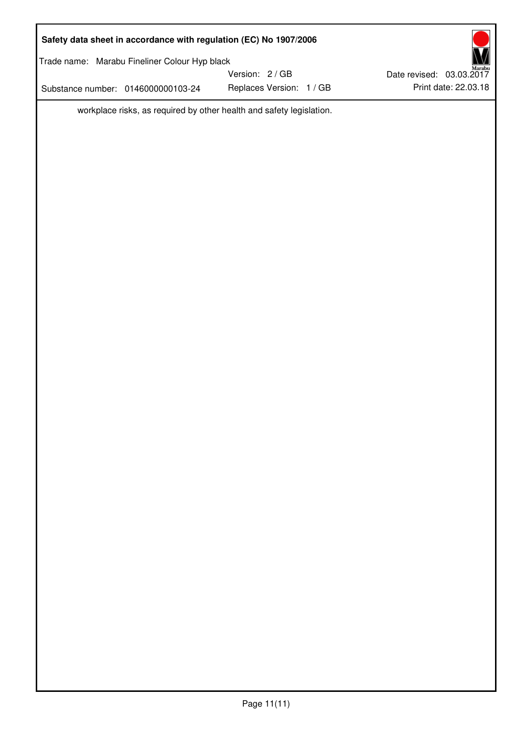workplace risks, as required by other health and safety legislation.